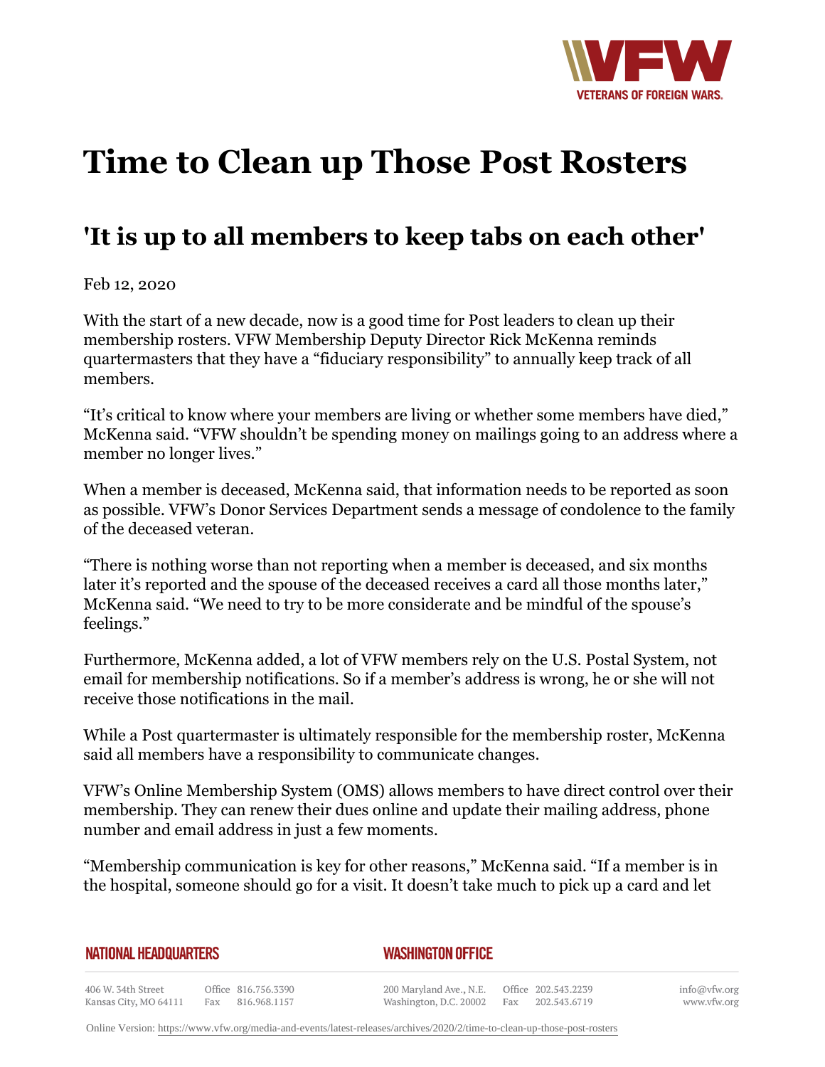# Time to Clean up Those Post Rosters

## 'It is up to all members to keep tabs on each other'

Feb 12, 2020

With the start of a new decade, now is a good time for Post leaders to clean up their membership rosters. VFW Membership Deputy Director Rick McKenna reminds quartermasters that they have a "fiduciary responsibility" to annually keep track of all members.

"It's critical to know where your members are living or whether some members have died," McKenna said. "VFW shouldn't be spending money on mailings going to an address where a member no longer lives."

When a member is deceased, McKenna said, that information needs to be reported as soon as possible. VFW's Donor Services Department sends a message of condolence to the family of the deceased veteran.

"There is nothing worse than not reporting when a member is deceased, and six months later it's reported and the spouse of the deceased receives a card all those months later," McKenna said. "We need to try to be more considerate and be mindful of the spouse's feelings."

Furthermore, McKenna added, a lot of VFW members rely on the U.S. Postal System, not email for membership notifications. So if a member's address is wrong, he or she will not receive those notifications in the mail.

While a Post quartermaster is ultimately responsible for the membership roster, McKenna said all members have a responsibility to communicate changes.

VFW's Online Membership System (OMS) allows members to have direct control over their membership. They can renew their dues online and update their mailing address, phone number and email address in just a few moments.

"Membership communication is key for other reasons," McKenna said. "If a member is in the hospital, someone should go for a visit. It doesn't take much to pick up a card and let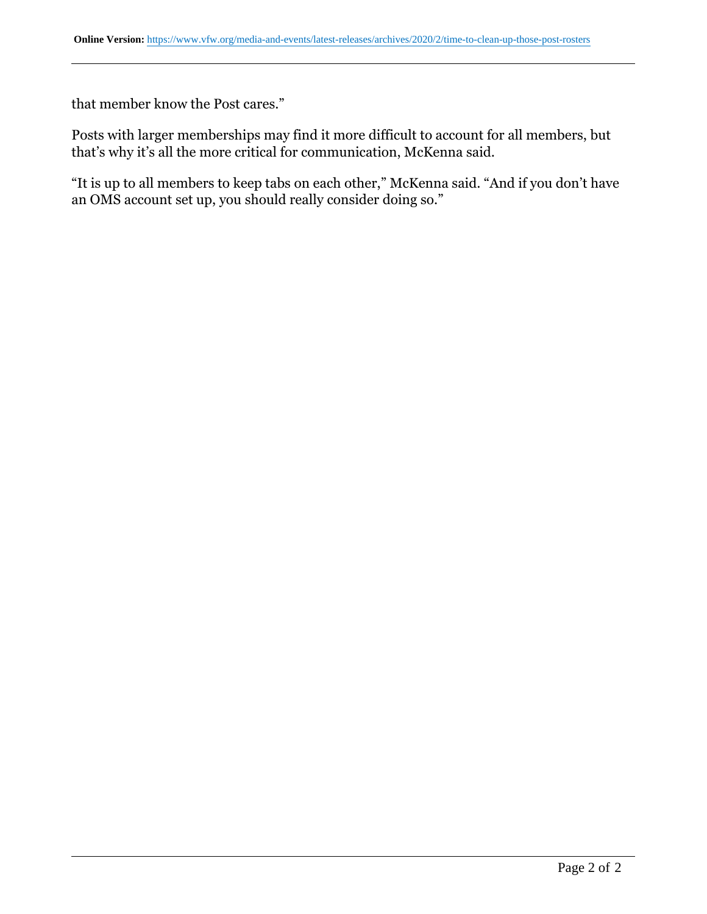that member know the Post cares."

Posts with larger memberships may find it more difficult to account for all members, but that's why it's all the more critical for communication, McKenna said.

"It is up to all members to keep tabs on each other," McKenna said. "And if you don't have an OMS account set up, you should really consider doing so."